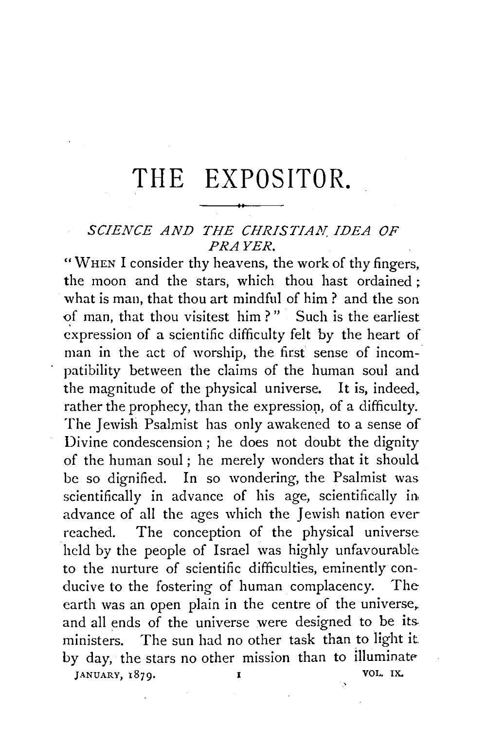# THE EXPOSITOR.

## *SCIENCE AND THE CHRISTIAN IDEA OF PRAYER.*

"WHEN I consider thy heavens, the work of thy fingers, the moon and the stars, which thou hast ordained; what is man, that thou art mindful of him? and the son of man, that thou visitest him?" Such is the earliest expression of a scientific difficulty felt by the heart of man in the act of worship, the first sense of incompatibility between the claims of the human soul and the magnitude of the physical universe. It is, indeed, rather the prophecy, than the expression, of a difficulty. The Jewish Psalmist has only awakened to a sense of Divine condescension; he does not doubt the dignity of the human soul; he merely wonders that it should be so dignified. In so wondering, the Psalmist was scientifically in advance of his age, scientifically in advance of all the ages which the Jewish nation ever reached. The conception of the physical universe held by the people of Israel was highly unfavourable to the nurture of scientific difficulties, eminently conducive to the fostering of human complacency. The earth was an open plain in the centre of the universe, and all ends of the universe were designed to be its ministers. The sun had no other task than to light it by day, the stars no other mission than to illuminate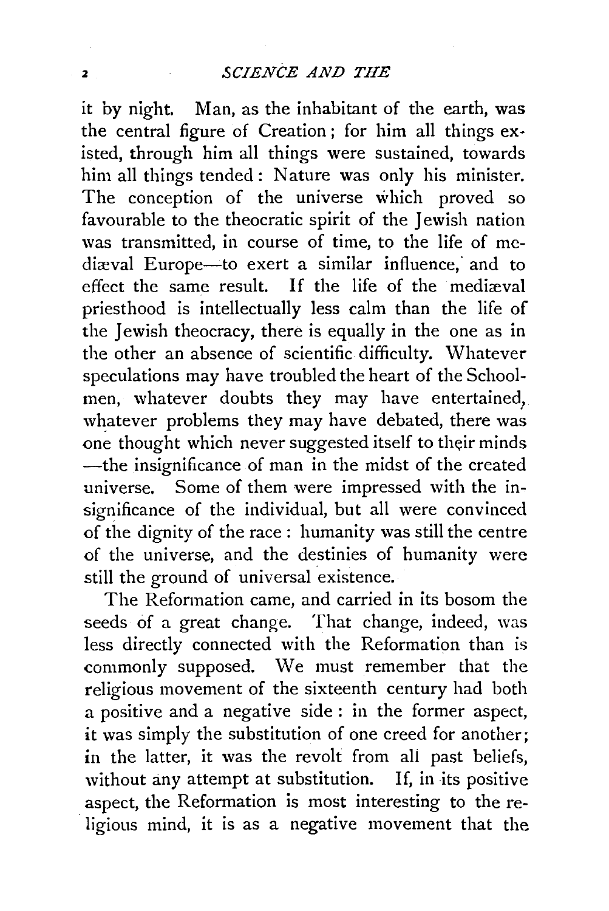it by night. Man, as the inhabitant of the earth, was the central figure of Creation; for him all things existed, through him all things were sustained, towards him all things tended: Nature was only his minister. The conception of the universe which proved so favourable to the theocratic spirit of the Jewish nation was transmitted, in course of time, to the life of mediæval Europe—to exert a similar influence, and to effect the same result. If the life of the mediæval priesthood is intellectually less calm than the life of the Jewish theocracy, there is equally in the one as in the other an absence of scientific difficulty. Whatever speculations may have troubled the heart of the Schoolmen, whatever doubts they may have entertained, whatever problems they may have debated, there was one thought which never suggested itself to their minds—the insignificance of man in the midst of the created universe. Some of them were impressed with the insignificance of the individual, but all were convinced of the dignity of the race: humanity was still the centre of the universe, and the destinies of humanity were still the ground of universal existence.

The Reformation came, and carried in its bosom the seeds of a great change. That change, indeed, was less directly connected with the Reformation than is commonly supposed. We must remember that the religious movement of the sixteenth century had both a positive and a negative side: in the former aspect, it was simply the substitution of one creed for another; in the latter, it was the revolt from all past beliefs, without any attempt at substitution. If, in its positive aspect, the Reformation is most interesting to the religious mind, it is as a negative movement that the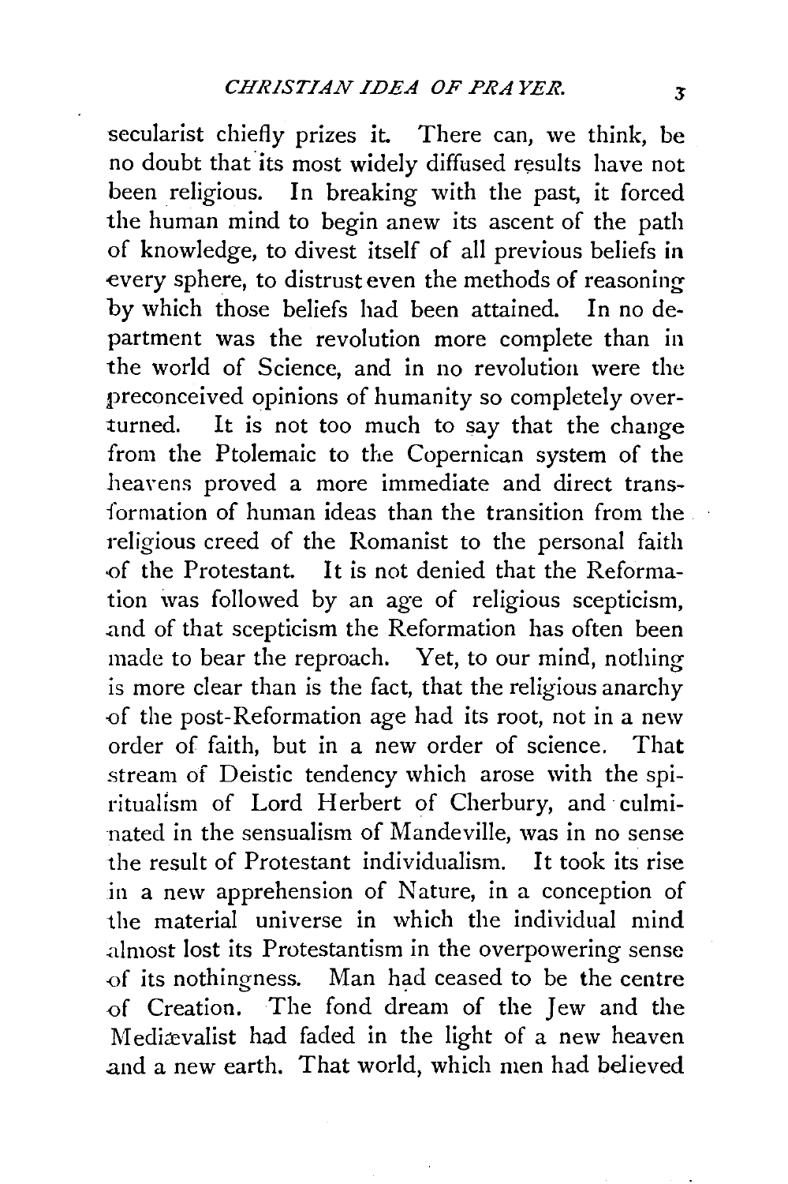secularist chiefly prizes it. There can, we think, be no doubt that its most widely diffused results have not been religious. In breaking with the past, it forced the human mind to begin anew its ascent of the path of knowledge, to divest itself of all previous beliefs in every sphere, to distrust even the methods of reasoning by which those beliefs had been attained. In no department was the revolution more complete than in the world of Science, and in no revolution were the preconceived opinions of humanity so completely overturned. It is not too much to say that the change from the Ptolemaic to the Copernican system of the heavens proved a more immediate and direct transformation of human ideas than the transition from the religious creed of the Romanist to the personal faith of the Protestant. It is not denied that the Reformation was followed by an age of religious scepticism, and of that scepticism the Reformation has often been made to bear the reproach. Yet, to our mind, nothing is more clear than is the fact, that the religious anarchy of the post-Reformation age had its root, not in a new order of faith, but in a new order of science. That stream of Deistic tendency which arose with the spiritualism of Lord Herbert of Cherbury, and culminated in the sensualism of Mandeville, was in no sense the result of Protestant individualism. It took its rise in a new apprehension of Nature, in a conception of the material universe in which the individual mind almost lost its Protestantism in the overpowering sense of its nothingness. Man had ceased to be the centre of Creation. The fond dream of the Jew and the Mediævalist had faded in the light of a new heaven and a new earth. That world, which men had believed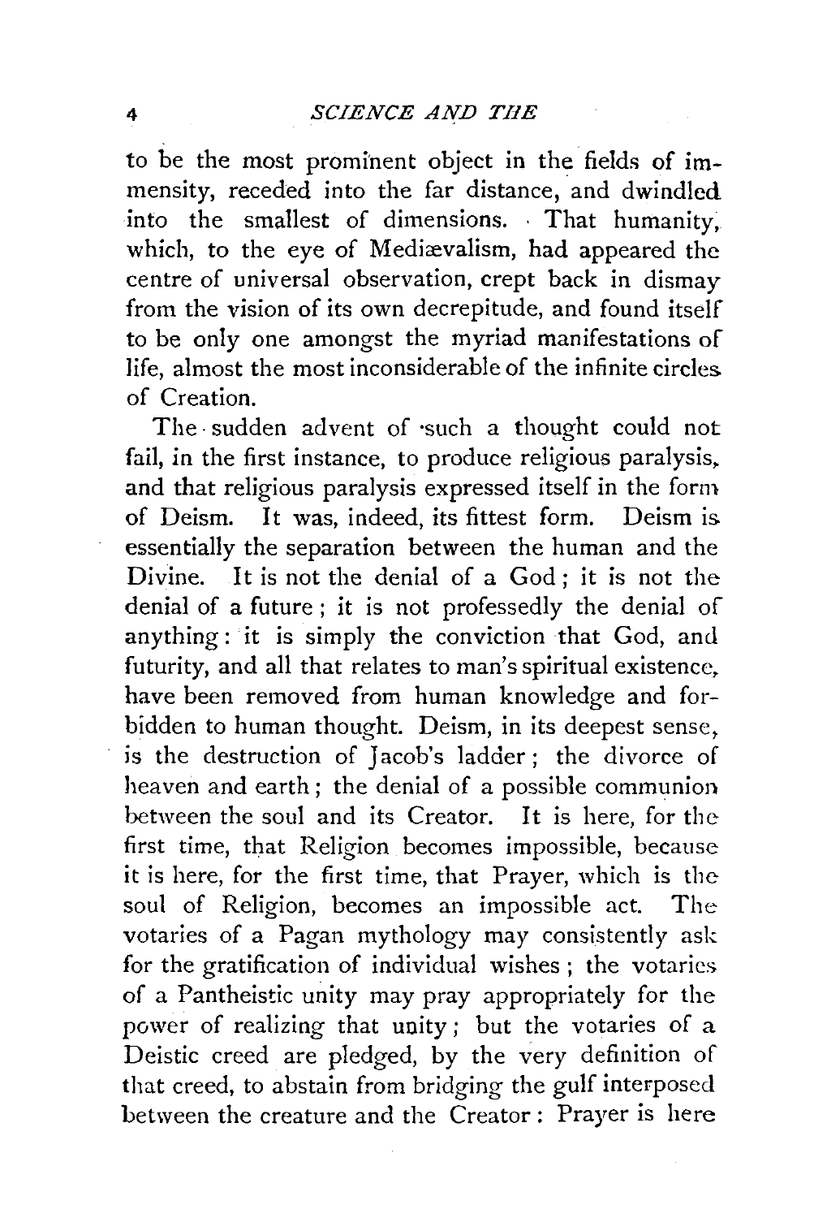to be the most prominent object in the fields of immensity, receded into the far distance, and dwindled into the smallest of dimensions. That humanity, which, to the eye of Mediævalism, had appeared the centre of universal observation, crept back in dismay from the vision of its own decrepitude, and found itself to be only one amongst the myriad manifestations of life, almost the most inconsiderable of the infinite circles of Creation.

The sudden advent of such a thought could not fail, in the first instance, to produce religious paralysis, and that religious paralysis expressed itself in the form of Deism. It was, indeed, its fittest form. Deism is essentially the separation between the human and the Divine. It is not the denial of a God; it is not the denial of a future; it is not professedly the denial of anything: it is simply the conviction that God, and futurity, and all that relates to man's spiritual existence, have been removed from human knowledge and forbidden to human thought. Deism, in its deepest sense, is the destruction of Jacob's ladder; the divorce of heaven and earth; the denial of a possible communion between the soul and its Creator. It is here, for the first time, that Religion becomes impossible, because it is here, for the first time, that Prayer, which is the soul of Religion, becomes an impossible act. The votaries of a Pagan mythology may consistently ask for the gratification of individual wishes; the votaries of a Pantheistic unity may pray appropriately for the power of realizing that unity; but the votaries of a Deistic creed are pledged, by the very definition of that creed, to abstain from bridging the gulf interposed between the creature and the Creator: Prayer is here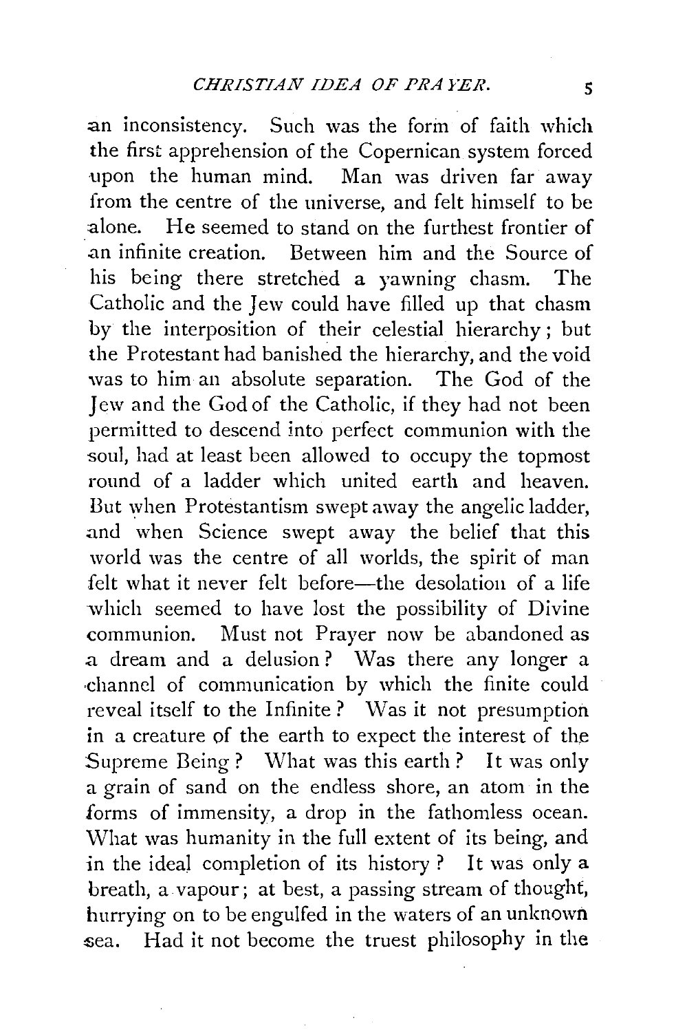an inconsistency. Such was the form of faith which the first apprehension of the Copernican system forced upon the human mind. Man was driven far away from the centre of the universe, and felt himself to be alone. He seemed to stand on the furthest frontier of an infinite creation. Between him and the Source of his being there stretched a yawning chasm. The Catholic and the Jew could have filled up that chasm by the interposition of their celestial hierarchy; but the Protestant had banished the hierarchy, and the void was to him an absolute separation. The God of the Jew and the God of the Catholic, if they had not been permitted to descend into perfect communion with the soul, had at least been allowed to occupy the topmost round of a ladder which united earth and heaven. But when Protestantism swept away the angelic ladder, and when Science swept away the belief that this world was the centre of all worlds, the spirit of man felt what it never felt before—the desolation of a life which seemed to have lost the possibility of Divine communion. Must not Prayer now be abandoned as a dream and a delusion? Was there any longer a channel of communication by which the finite could reveal itself to the Infinite? Was it not presumption in a creature of the earth to expect the interest of the Supreme Being? What was this earth? It was only a grain of sand on the endless shore, an atom in the forms of immensity, a drop in the fathomless ocean. What was humanity in the full extent of its being, and in the ideal completion of its history? It was only a breath, a vapour; at best, a passing stream of thought, hurrying on to be engulfed in the waters of an unknown sea. Had it not become the truest philosophy in the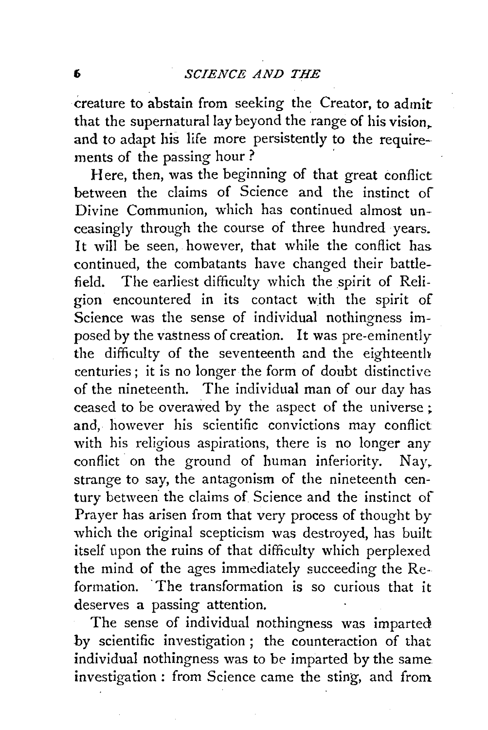creature to abstain from seeking the Creator, to admit that the supernatural lay beyond the range of his vision, and to adapt his life more persistently to the requirements of the passing hour?

Here, then, was the beginning of that great conflict between the claims of Science and the instinct of Divine Communion, which has continued almost unceasingly through the course of three hundred years. It will be seen, however, that while the conflict has continued, the combatants have changed their battlefield. The earliest difficulty which the spirit of Religion encountered in its contact with the spirit of Science was the sense of individual nothingness imposed by the vastness of creation. It was pre-eminently the difficulty of the seventeenth and the eighteenth centuries; it is no longer the form of doubt distinctive of the nineteenth. The individual man of our day has ceased to be overawed by the aspect of the universe; and, however his scientific convictions may conflict with his religious aspirations, there is no longer any conflict on the ground of human inferiority. Nay, strange to say, the antagonism of the nineteenth century between the claims of Science and the instinct of Prayer has arisen from that very process of thought by which the original scepticism was destroyed, has built itself upon the ruins of that difficulty which perplexed the mind of the ages immediately succeeding the Reformation. The transformation is so curious that it deserves a passing attention.

The sense of individual nothingness was imparted by scientific investigation; the counteraction of that individual nothingness was to be imparted by the same investigation: from Science came the sting, and from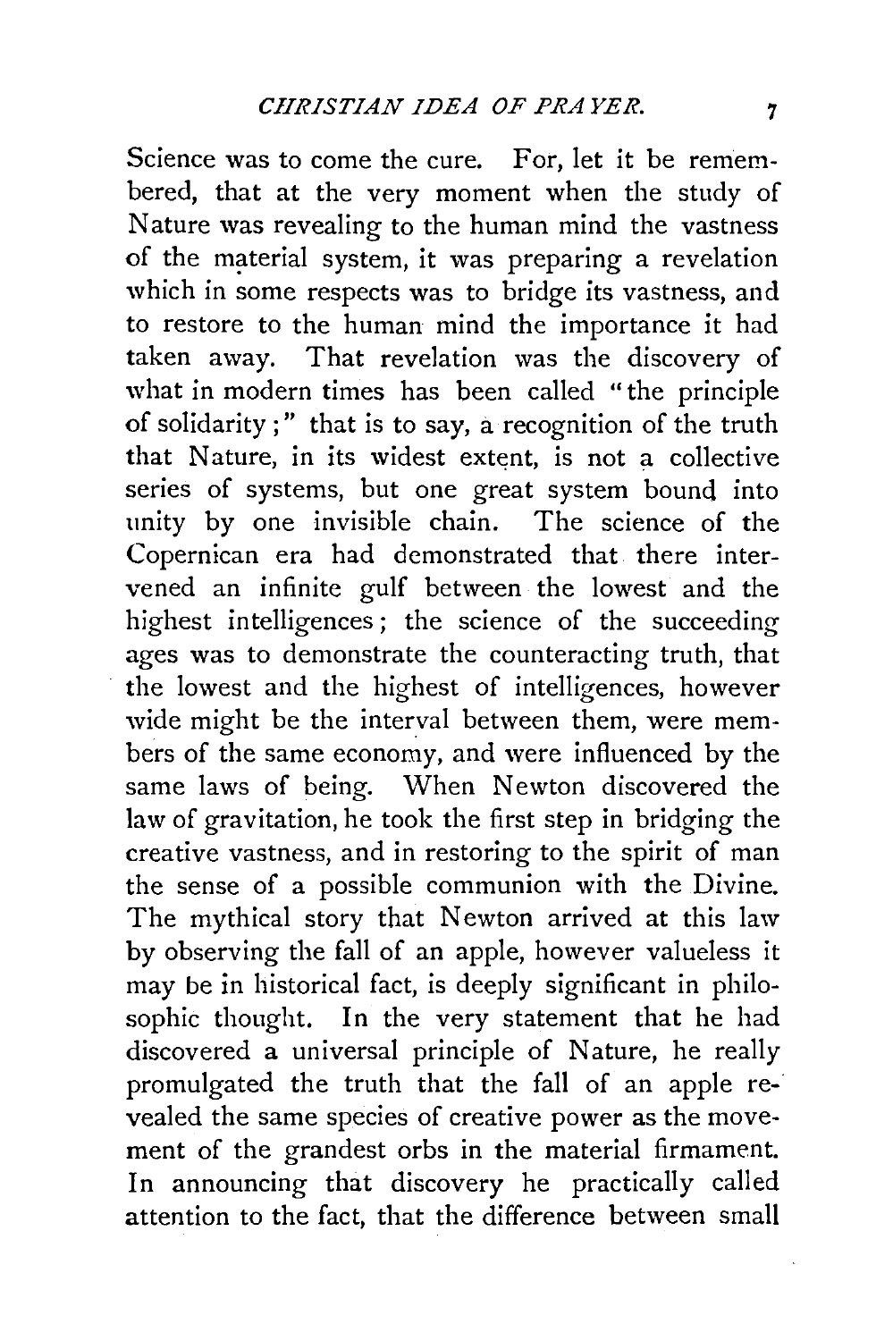Science was to come the cure. For, let it be remembered, that at the very moment when the study of Nature was revealing to the human mind the vastness of the material system, it was preparing a revelation which in some respects was to bridge its vastness, and to restore to the human mind the importance it had taken away. That revelation was the discovery of what in modern times has been called "the principle of solidarity;" that is to say, a recognition of the truth that Nature, in its widest extent, is not a collective series of systems, but one great system bound into unity by one invisible chain. The science of the Copernican era had demonstrated that there intervened an infinite gulf between the lowest and the highest intelligences; the science of the succeeding ages was to demonstrate the counteracting truth, that the lowest and the highest of intelligences, however wide might be the interval between them, were members of the same economy, and were influenced by the same laws of being. When Newton discovered the law of gravitation, he took the first step in bridging the creative vastness, and in restoring to the spirit of man the sense of a possible communion with the Divine. The mythical story that Newton arrived at this law by observing the fall of an apple, however valueless it may be in historical fact, is deeply significant in philosophic thought. In the very statement that he had discovered a universal principle of Nature, he really promulgated the truth that the fall of an apple revealed the same species of creative power as the movement of the grandest orbs in the material firmament. In announcing that discovery he practically called attention to the fact, that the difference between small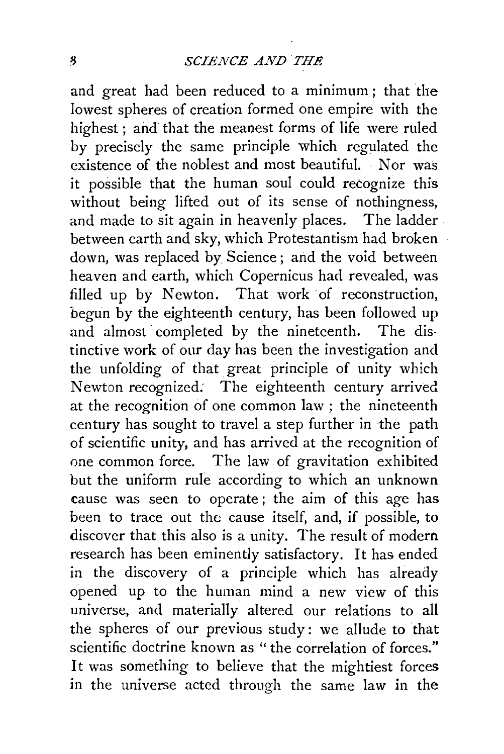and great had been reduced to a minimum; that the lowest spheres of creation formed one empire with the highest; and that the meanest forms of life were ruled by precisely the same principle which regulated the existence of the noblest and most beautiful. Nor was it possible that the human soul could recognize this without being lifted out of its sense of nothingness, and made to sit again in heavenly places. The ladder between earth and sky, which Protestantism had broken down, was replaced by Science; and the void between heaven and earth, which Copernicus had revealed, was filled up by Newton. That work of reconstruction, begun by the eighteenth century, has been followed up and almost completed by the nineteenth. The distinctive work of our day has been the investigation and the unfolding of that great principle of unity which Newton recognized. The eighteenth century arrived at the recognition of one common law; the nineteenth century has sought to travel a step further in the path of scientific unity, and has arrived at the recognition of one common force. The law of gravitation exhibited but the uniform rule according to which an unknown cause was seen to operate; the aim of this age has been to trace out the cause itself, and, if possible, to discover that this also is a unity. The result of modern research has been eminently satisfactory. It has ended in the discovery of a principle which has already opened up to the human mind a new view of this universe, and materially altered our relations to all the spheres of our previous study: we allude to that scientific doctrine known as "the correlation of forces." It was something to believe that the mightiest forces in the universe acted through the same law in the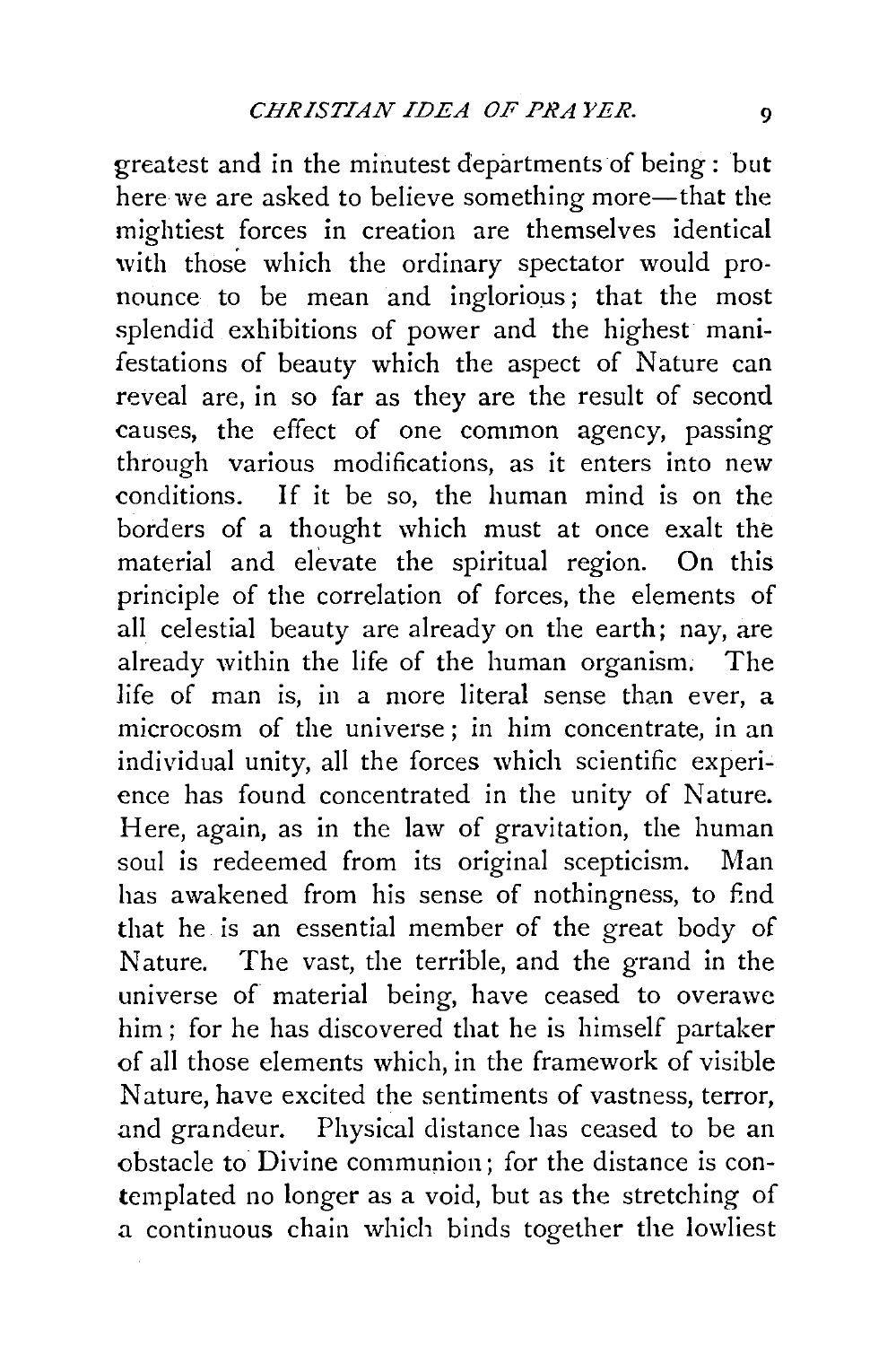greatest and in the minutest departments of being: but here we are asked to believe something more—that the mightiest forces in creation are themselves identical with those which the ordinary spectator would pronounce to be mean and inglorious; that the most splendid exhibitions of power and the highest manifestations of beauty which the aspect of Nature can reveal are, in so far as they are the result of second causes, the effect of one common agency, passing through various modifications, as it enters into new conditions. If it be so, the human mind is on the borders of a thought which must at once exalt the material and elevate the spiritual region. On this principle of the correlation of forces, the elements of all celestial beauty are already on the earth; nay, are already within the life of the human organism. The life of man is, in a more literal sense than ever, a microcosm of the universe; in him concentrate, in an individual unity, all the forces which scientific experience has found concentrated in the unity of Nature. Here, again, as in the law of gravitation, the human soul is redeemed from its original scepticism. Man has awakened from his sense of nothingness, to find that he is an essential member of the great body of Nature. The vast, the terrible, and the grand in the universe of material being, have ceased to overawe him; for he has discovered that he is himself partaker of all those elements which, in the framework of visible Nature, have excited the sentiments of vastness, terror, and grandeur. Physical distance has ceased to be an obstacle to Divine communion; for the distance is contemplated no longer as a void, but as the stretching of a continuous chain which binds together the lowliest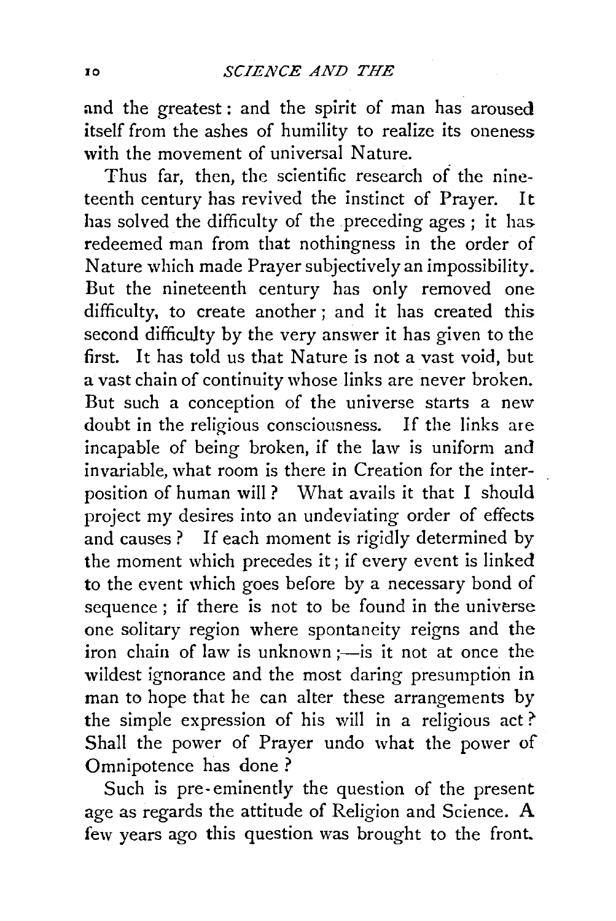and the greatest: and the spirit of man has aroused itself from the ashes of humility to realize its oneness with the movement of universal Nature.

Thus far, then, the scientific research of the nineteenth century has revived the instinct of Prayer. It has solved the difficulty of the preceding ages; it has redeemed man from that nothingness in the order of Nature which made Prayer subjectively an impossibility. But the nineteenth century has only removed one difficulty, to create another; and it has created this second difficulty by the very answer it has given to the first. It has told us that Nature is not a vast void, but a vast chain of continuity whose links are never broken. But such a conception of the universe starts a new doubt in the religious consciousness. If the links are incapable of being broken, if the law is uniform and invariable, what room is there in Creation for the interposition of human will? What avails it that I should project my desires into an undeviating order of effects and causes? If each moment is rigidly determined by the moment which precedes it; if every event is linked to the event which goes before by a necessary bond of sequence; if there is not to be found in the universe one solitary region where spontaneity reigns and the iron chain of law is unknown;—is it not at once the wildest ignorance and the most daring presumption in man to hope that he can alter these arrangements by the simple expression of his will in a religious act? Shall the power of Prayer undo what the power of Omnipotence has done?

Such is pre-eminently the question of the present age as regards the attitude of Religion and Science. A few years ago this question was brought to the front.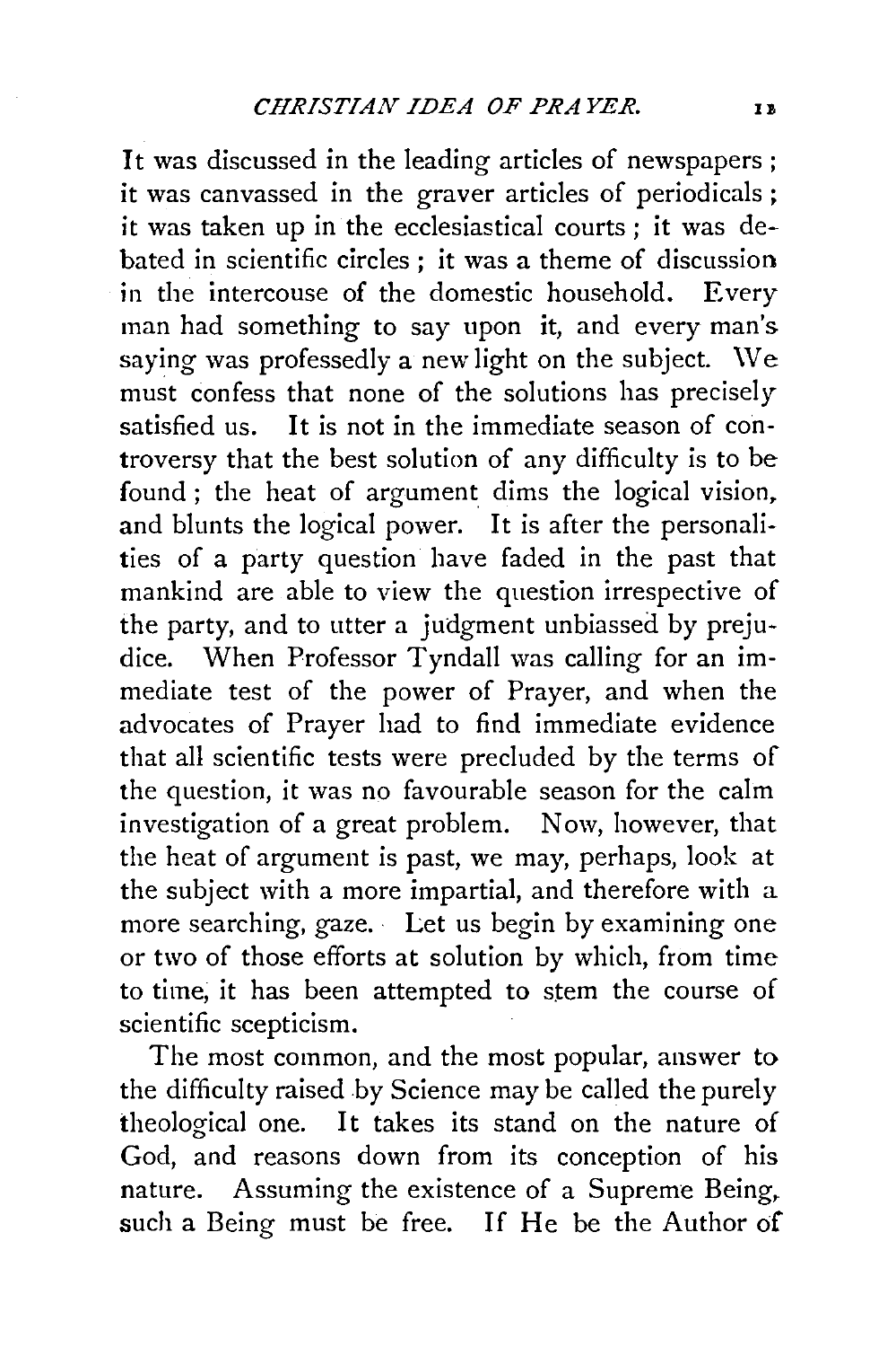It was discussed in the leading articles of newspapers; it was canvassed in the graver articles of periodicals; it was taken up in the ecclesiastical courts; it was debated in scientific circles; it was a theme of discussion in the intercouse of the domestic household. Every man had something to say upon it, and every man's saying was professedly a new light on the subject. We must confess that none of the solutions has precisely satisfied us. It is not in the immediate season of controversy that the best solution of any difficulty is to be found; the heat of argument dims the logical vision, and blunts the logical power. It is after the personalities of a party question have faded in the past that mankind are able to view the question irrespective of the party, and to utter a judgment unbiassed by prejudice. When Professor Tyndall was calling for an immediate test of the power of Prayer, and when the advocates of Prayer had to find immediate evidence that all scientific tests were precluded by the terms of the question, it was no favourable season for the calm investigation of a great problem. Now, however, that the heat of argument is past, we may, perhaps, look at the subject with a more impartial, and therefore with a more searching, gaze. Let us begin by examining one or two of those efforts at solution by which, from time to time, it has been attempted to stem the course of scientific scepticism.

The most common, and the most popular, answer to the difficulty raised by Science may be called the purely theological one. It takes its stand on the nature of God, and reasons down from its conception of his nature. Assuming the existence of a Supreme Being, such a Being must be free. If He be the Author of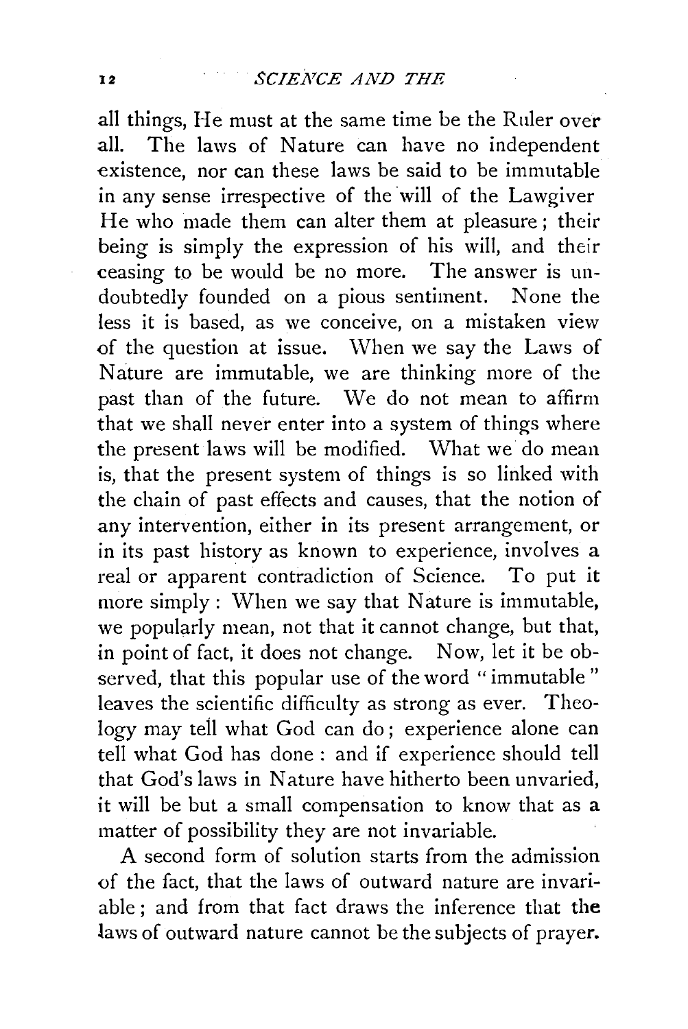all things, He must at the same time be the Ruler over all. The laws of Nature can have no independent existence, nor can these laws be said to be immutable in any sense irrespective of the will of the Lawgiver He who made them can alter them at pleasure; their being is simply the expression of his will, and their ceasing to be would be no more. The answer is undoubtedly founded on a pious sentiment. None the less it is based, as we conceive, on a mistaken view of the question at issue. When we say the Laws of Nature are immutable, we are thinking more of the past than of the future. We do not mean to affirm that we shall never enter into a system of things where the present laws will be modified. What we do mean is, that the present system of things is so linked with the chain of past effects and causes, that the notion of any intervention, either in its present arrangement, or in its past history as known to experience, involves a real or apparent contradiction of Science. To put it more simply: When we say that Nature is immutable, we popularly mean, not that it cannot change, but that, in point of fact, it does not change. Now, let it be observed, that this popular use of the word "immutable" leaves the scientific difficulty as strong as ever. Theology may tell what God can do; experience alone can tell what God has done: and if experience should tell that God's laws in Nature have hitherto been unvaried, it will be but a small compensation to know that as a matter of possibility they are not invariable.

A second form of solution starts from the admission of the fact, that the laws of outward nature are invariable; and from that fact draws the inference that the laws of outward nature cannot be the subjects of prayer.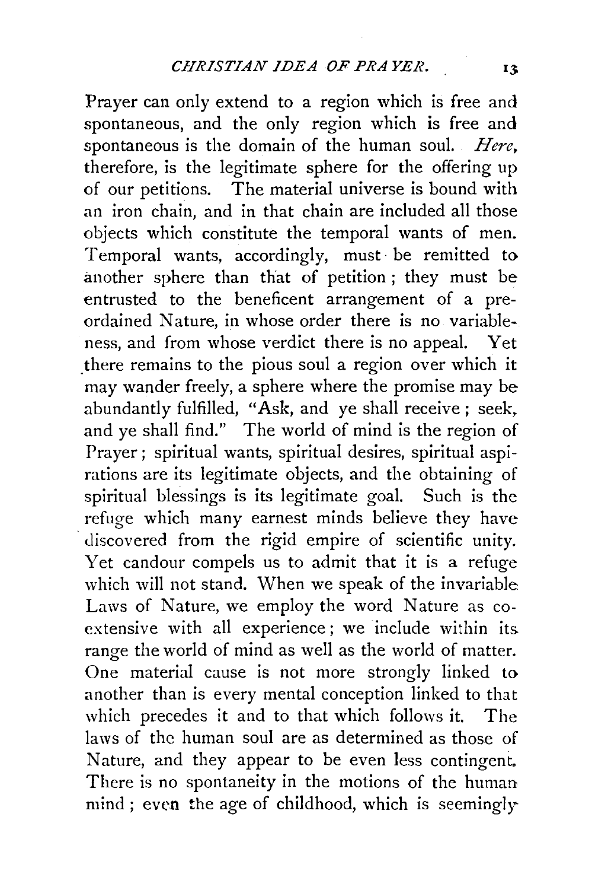Prayer can only extend to a region which is free and spontaneous, and the only region which is free and spontaneous is the domain of the human soul. *Here*, therefore, is the legitimate sphere for the offering up of our petitions. The material universe is bound with an iron chain, and in that chain are included all those objects which constitute the temporal wants of men. Temporal wants, accordingly, must be remitted to another sphere than that of petition; they must be entrusted to the beneficent arrangement of a pre-ordained Nature, in whose order there is no variableness, and from whose verdict there is no appeal. Yet there remains to the pious soul a region over which it may wander freely, a sphere where the promise may be abundantly fulfilled, "Ask, and ye shall receive; seek, and ye shall find." The world of mind is the region of Prayer; spiritual wants, spiritual desires, spiritual aspirations are its legitimate objects, and the obtaining of spiritual blessings is its legitimate goal. Such is the refuge which many earnest minds believe they have discovered from the rigid empire of scientific unity. Yet candour compels us to admit that it is a refuge which will not stand. When we speak of the invariable Laws of Nature, we employ the word Nature as co-extensive with all experience; we include within its range the world of mind as well as the world of matter. One material cause is not more strongly linked to another than is every mental conception linked to that which precedes it and to that which follows it. The laws of the human soul are as determined as those of Nature, and they appear to be even less contingent. There is no spontaneity in the motions of the human mind; even the age of childhood, which is seemingly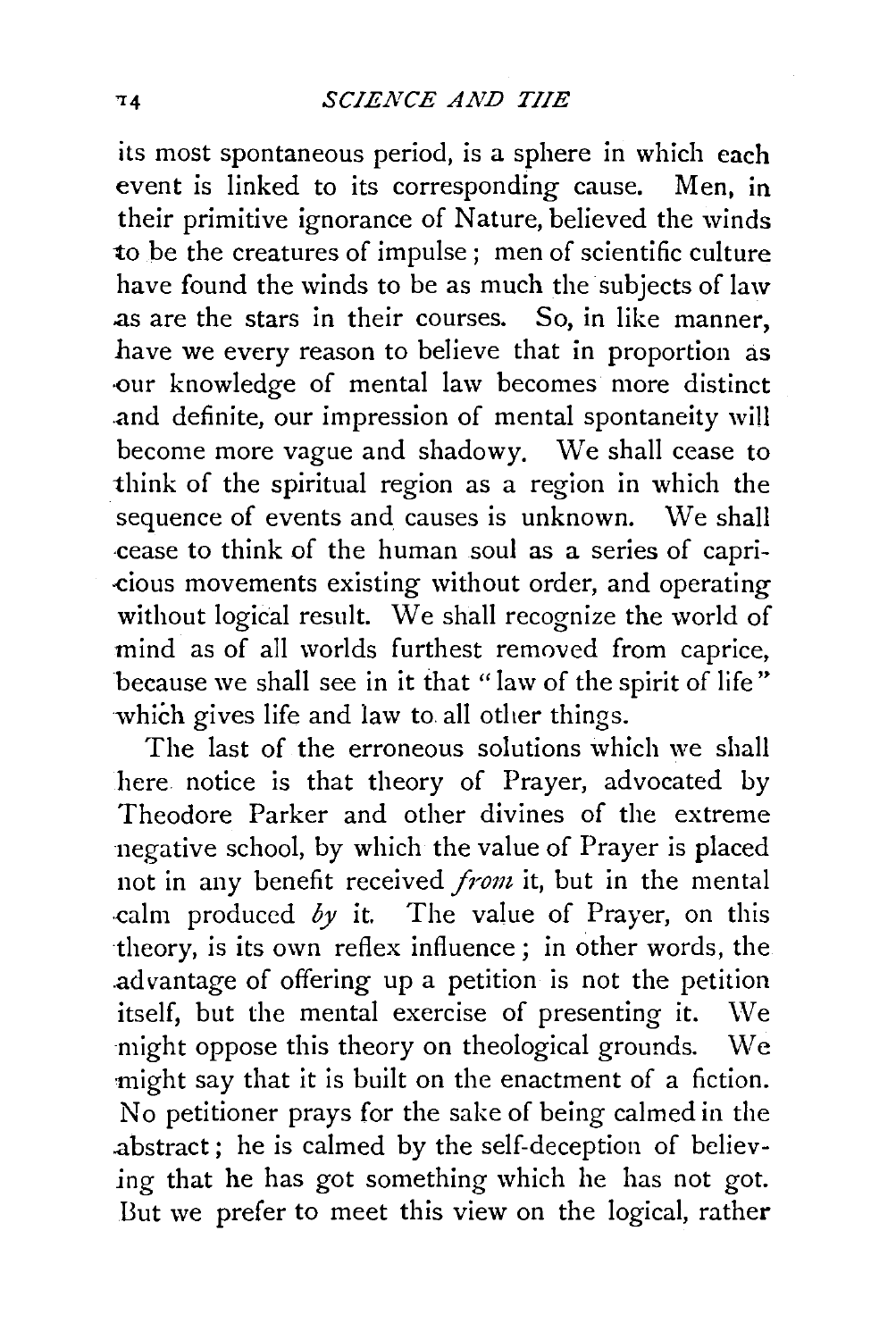its most spontaneous period, is a sphere in which each event is linked to its corresponding cause. Men, in their primitive ignorance of Nature, believed the winds to be the creatures of impulse; men of scientific culture have found the winds to be as much the subjects of law as are the stars in their courses. So, in like manner, have we every reason to believe that in proportion as our knowledge of mental law becomes more distinct and definite, our impression of mental spontaneity will become more vague and shadowy. We shall cease to think of the spiritual region as a region in which the sequence of events and causes is unknown. We shall cease to think of the human soul as a series of capricious movements existing without order, and operating without logical result. We shall recognize the world of mind as of all worlds furthest removed from caprice, because we shall see in it that "law of the spirit of life" which gives life and law to all other things.

The last of the erroneous solutions which we shall here notice is that theory of Prayer, advocated by Theodore Parker and other divines of the extreme negative school, by which the value of Prayer is placed not in any benefit received *from* it, but in the mental calm produced *by* it. The value of Prayer, on this theory, is its own reflex influence; in other words, the advantage of offering up a petition is not the petition itself, but the mental exercise of presenting it. We might oppose this theory on theological grounds. We might say that it is built on the enactment of a fiction. No petitioner prays for the sake of being calmed in the abstract; he is calmed by the self-deception of believing that he has got something which he has not got. But we prefer to meet this view on the logical, rather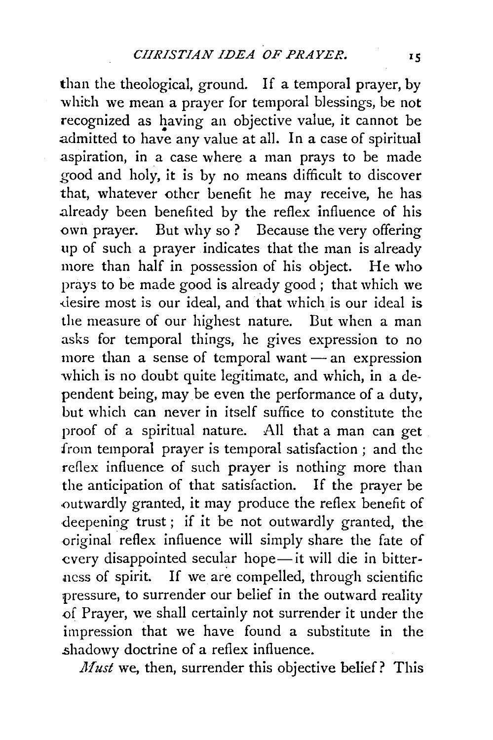than the theological, ground. If a temporal prayer, by which we mean a prayer for temporal blessings, be not recognized as having an objective value, it cannot be admitted to have any value at all. In a case of spiritual aspiration, in a case where a man prays to be made good and holy, it is by no means difficult to discover that, whatever other benefit he may receive, he has already been benefited by the reflex influence of his own prayer. But why so? Because the very offering up of such a prayer indicates that the man is already more than half in possession of his object. He who prays to be made good is already good; that which we desire most is our ideal, and that which is our ideal is the measure of our highest nature. But when a man asks for temporal things, he gives expression to no more than a sense of temporal want — an expression which is no doubt quite legitimate, and which, in a dependent being, may be even the performance of a duty, but which can never in itself suffice to constitute the proof of a spiritual nature. All that a man can get from temporal prayer is temporal satisfaction; and the reflex influence of such prayer is nothing more than the anticipation of that satisfaction. If the prayer be outwardly granted, it may produce the reflex benefit of deepening trust; if it be not outwardly granted, the original reflex influence will simply share the fate of every disappointed secular hope — it will die in bitterness of spirit. If we are compelled, through scientific pressure, to surrender our belief in the outward reality of Prayer, we shall certainly not surrender it under the impression that we have found a substitute in the shadowy doctrine of a reflex influence.

*Must* we, then, surrender this objective belief? This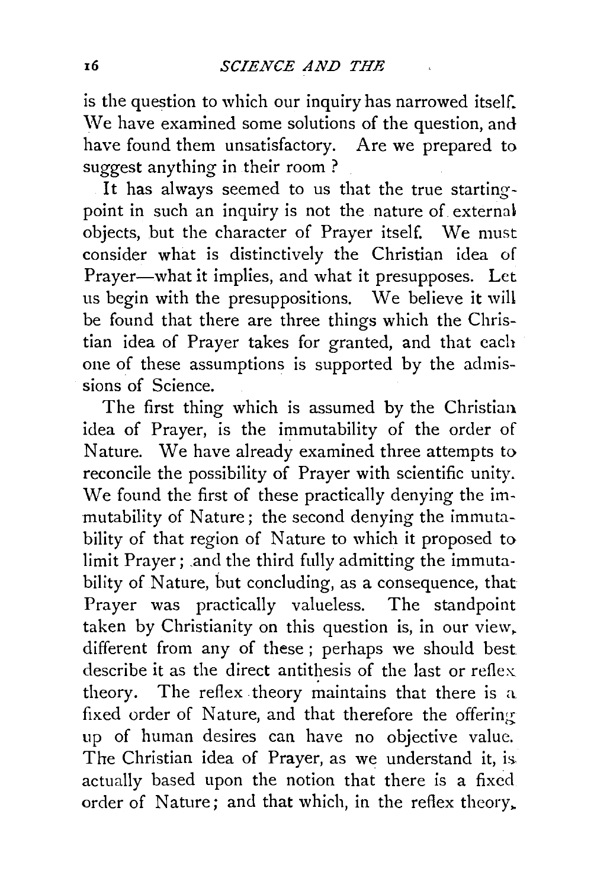is the question to which our inquiry has narrowed itself. We have examined some solutions of the question, and have found them unsatisfactory. Are we prepared to suggest anything in their room ?

It has always seemed to us that the true starting-point in such an inquiry is not the nature of external objects, but the character of Prayer itself. We must consider what is distinctively the Christian idea of Prayer—what it implies, and what it presupposes. Let us begin with the presuppositions. We believe it will be found that there are three things which the Christian idea of Prayer takes for granted, and that each one of these assumptions is supported by the admissions of Science.

The first thing which is assumed by the Christian idea of Prayer, is the immutability of the order of Nature. We have already examined three attempts to reconcile the possibility of Prayer with scientific unity. We found the first of these practically denying the immutability of Nature; the second denying the immutability of that region of Nature to which it proposed to limit Prayer; and the third fully admitting the immutability of Nature, but concluding, as a consequence, that Prayer was practically valueless. The standpoint taken by Christianity on this question is, in our view, different from any of these; perhaps we should best describe it as the direct antithesis of the last or reflex theory. The reflex theory maintains that there is a fixed order of Nature, and that therefore the offering up of human desires can have no objective value. The Christian idea of Prayer, as we understand it, is actually based upon the notion that there is a fixed order of Nature; and that which, in the reflex theory,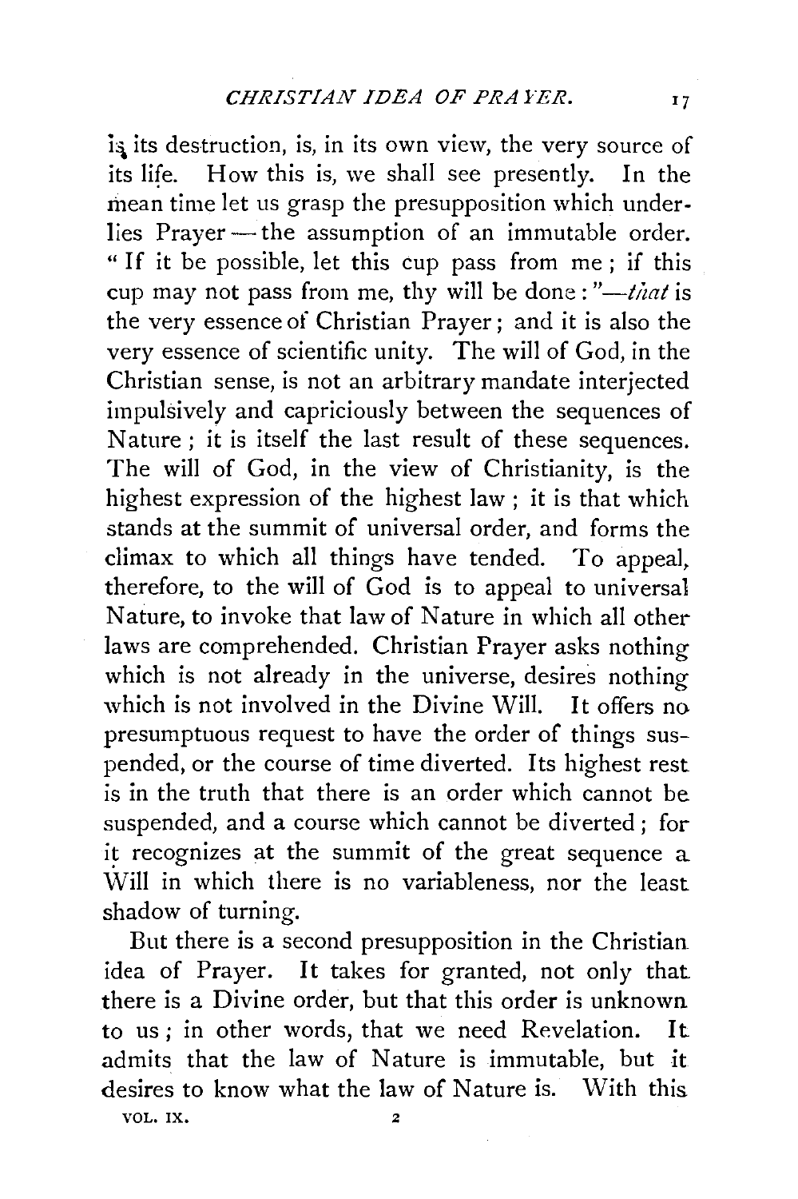is its destruction, is, in its own view, the very source of its life. How this is, we shall see presently. In the mean time let us grasp the presupposition which underlies Prayer—the assumption of an immutable order. "If it be possible, let this cup pass from me; if this cup may not pass from me, thy will be done:"—*that* is the very essence of Christian Prayer; and it is also the very essence of scientific unity. The will of God, in the Christian sense, is not an arbitrary mandate interjected impulsively and capriciously between the sequences of Nature; it is itself the last result of these sequences. The will of God, in the view of Christianity, is the highest expression of the highest law; it is that which stands at the summit of universal order, and forms the climax to which all things have tended. To appeal, therefore, to the will of God is to appeal to universal Nature, to invoke that law of Nature in which all other laws are comprehended. Christian Prayer asks nothing which is not already in the universe, desires nothing which is not involved in the Divine Will. It offers no presumptuous request to have the order of things suspended, or the course of time diverted. Its highest rest is in the truth that there is an order which cannot be suspended, and a course which cannot be diverted; for it recognizes at the summit of the great sequence a Will in which there is no variableness, nor the least shadow of turning.

But there is a second presupposition in the Christian idea of Prayer. It takes for granted, not only that there is a Divine order, but that this order is unknown to us; in other words, that we need Revelation. It admits that the law of Nature is immutable, but it desires to know what the law of Nature is. With this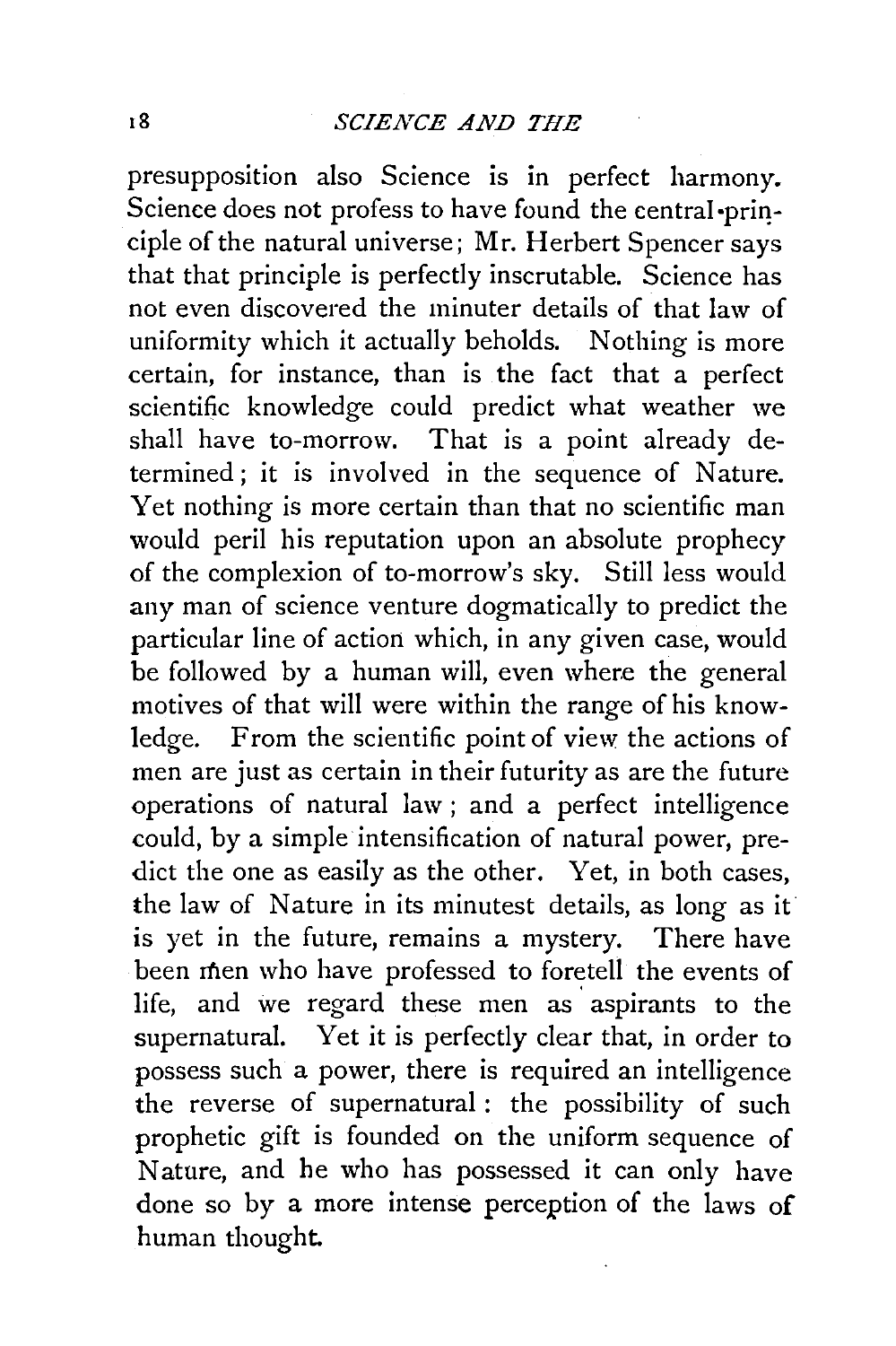presupposition also Science is in perfect harmony. Science does not profess to have found the central principle of the natural universe; Mr. Herbert Spencer says that that principle is perfectly inscrutable. Science has not even discovered the minuter details of that law of uniformity which it actually beholds. Nothing is more certain, for instance, than is the fact that a perfect scientific knowledge could predict what weather we shall have to-morrow. That is a point already determined; it is involved in the sequence of Nature. Yet nothing is more certain than that no scientific man would peril his reputation upon an absolute prophecy of the complexion of to-morrow's sky. Still less would any man of science venture dogmatically to predict the particular line of action which, in any given case, would be followed by a human will, even where the general motives of that will were within the range of his knowledge. From the scientific point of view the actions of men are just as certain in their futurity as are the future operations of natural law; and a perfect intelligence could, by a simple intensification of natural power, predict the one as easily as the other. Yet, in both cases, the law of Nature in its minutest details, as long as it is yet in the future, remains a mystery. There have been men who have professed to foretell the events of life, and we regard these men as aspirants to the supernatural. Yet it is perfectly clear that, in order to possess such a power, there is required an intelligence the reverse of supernatural: the possibility of such prophetic gift is founded on the uniform sequence of Nature, and he who has possessed it can only have done so by a more intense perception of the laws of human thought.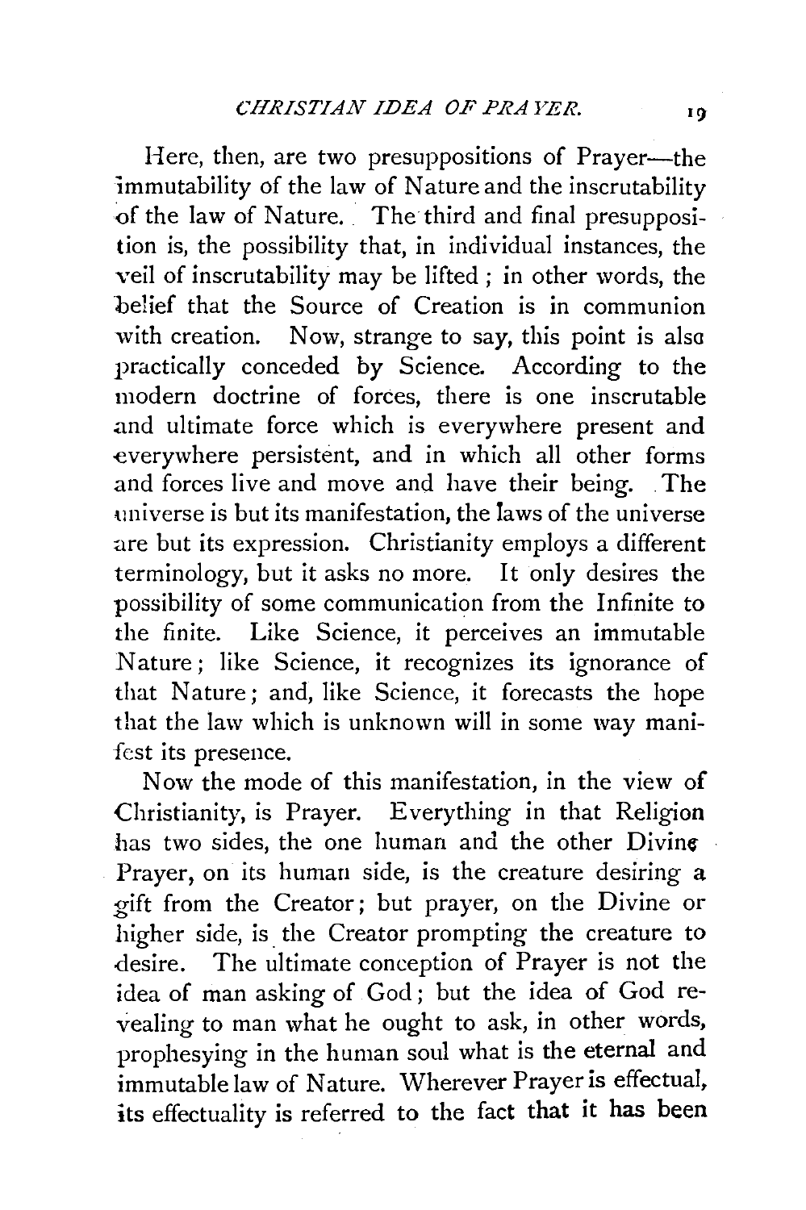Here, then, are two presuppositions of Prayer—the immutability of the law of Nature and the inscrutability of the law of Nature. The third and final presupposition is, the possibility that, in individual instances, the veil of inscrutability may be lifted; in other words, the belief that the Source of Creation is in communion with creation. Now, strange to say, this point is also practically conceded by Science. According to the modern doctrine of forces, there is one inscrutable and ultimate force which is everywhere present and everywhere persistent, and in which all other forms and forces live and move and have their being. The universe is but its manifestation, the laws of the universe are but its expression. Christianity employs a different terminology, but it asks no more. It only desires the possibility of some communication from the Infinite to the finite. Like Science, it perceives an immutable Nature; like Science, it recognizes its ignorance of that Nature; and, like Science, it forecasts the hope that the law which is unknown will in some way manifest its presence.

Now the mode of this manifestation, in the view of Christianity, is Prayer. Everything in that Religion has two sides, the one human and the other Divine Prayer, on its human side, is the creature desiring a gift from the Creator; but prayer, on the Divine or higher side, is the Creator prompting the creature to desire. The ultimate conception of Prayer is not the idea of man asking of God; but the idea of God revealing to man what he ought to ask, in other words, prophesying in the human soul what is the eternal and immutable law of Nature. Wherever Prayer is effectual, its effectuality is referred to the fact that it has been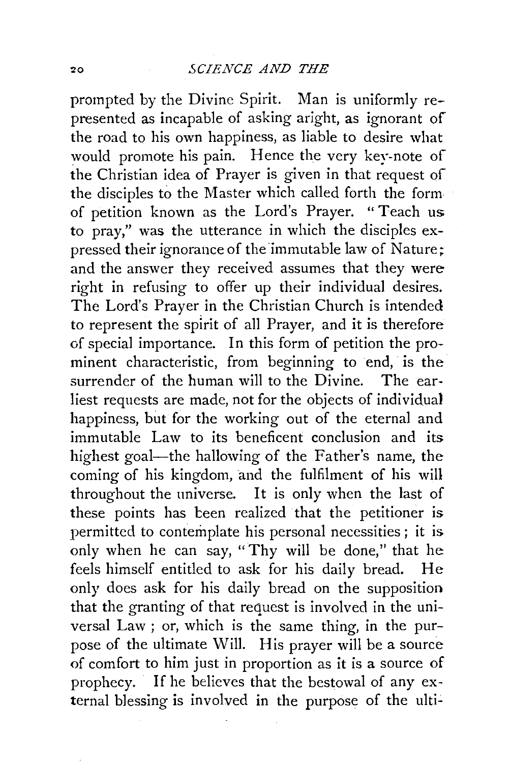prompted by the Divine Spirit. Man is uniformly represented as incapable of asking aright, as ignorant of the road to his own happiness, as liable to desire what would promote his pain. Hence the very key-note of the Christian idea of Prayer is given in that request of the disciples to the Master which called forth the form of petition known as the Lord's Prayer. "Teach us to pray," was the utterance in which the disciples expressed their ignorance of the immutable law of Nature; and the answer they received assumes that they were right in refusing to offer up their individual desires. The Lord's Prayer in the Christian Church is intended to represent the spirit of all Prayer, and it is therefore of special importance. In this form of petition the prominent characteristic, from beginning to end, is the surrender of the human will to the Divine. The earliest requests are made, not for the objects of individual happiness, but for the working out of the eternal and immutable Law to its beneficent conclusion and its highest goal—the hallowing of the Father's name, the coming of his kingdom, and the fulfilment of his will throughout the universe. It is only when the last of these points has been realized that the petitioner is permitted to contemplate his personal necessities; it is only when he can say, "Thy will be done," that he feels himself entitled to ask for his daily bread. He only does ask for his daily bread on the supposition that the granting of that request is involved in the universal Law; or, which is the same thing, in the purpose of the ultimate Will. His prayer will be a source of comfort to him just in proportion as it is a source of prophecy. If he believes that the bestowal of any external blessing is involved in the purpose of the ulti-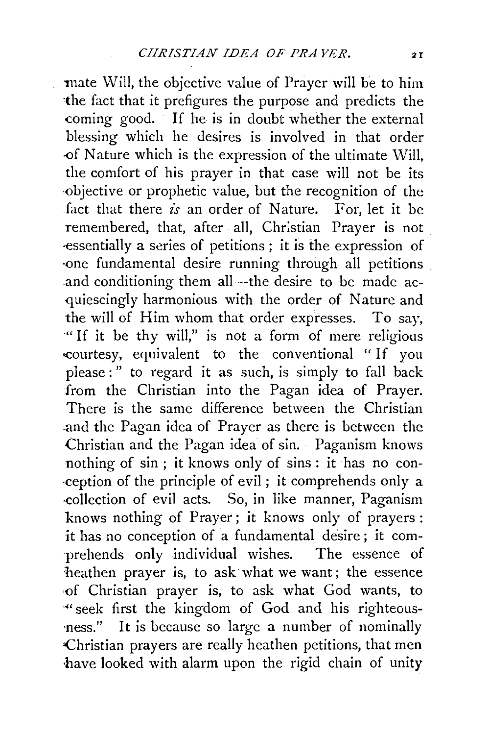mate Will, the objective value of Prayer will be to him the fact that it prefigures the purpose and predicts the coming good. If he is in doubt whether the external blessing which he desires is involved in that order of Nature which is the expression of the ultimate Will, the comfort of his prayer in that case will not be its objective or prophetic value, but the recognition of the fact that there *is* an order of Nature. For, let it be remembered, that, after all, Christian Prayer is not essentially a series of petitions; it is the expression of one fundamental desire running through all petitions and conditioning them all—the desire to be made acquiescingly harmonious with the order of Nature and the will of Him whom that order expresses. To say, "If it be thy will," is not a form of mere religious courtesy, equivalent to the conventional "If you please:" to regard it as such, is simply to fall back from the Christian into the Pagan idea of Prayer. There is the same difference between the Christian and the Pagan idea of Prayer as there is between the Christian and the Pagan idea of sin. Paganism knows nothing of sin; it knows only of sins: it has no conception of the principle of evil; it comprehends only a collection of evil acts. So, in like manner, Paganism knows nothing of Prayer; it knows only of prayers: it has no conception of a fundamental desire; it comprehends only individual wishes. The essence of heathen prayer is, to ask what we want; the essence of Christian prayer is, to ask what God wants, to "seek first the kingdom of God and his righteousness." It is because so large a number of nominally Christian prayers are really heathen petitions, that men have looked with alarm upon the rigid chain of unity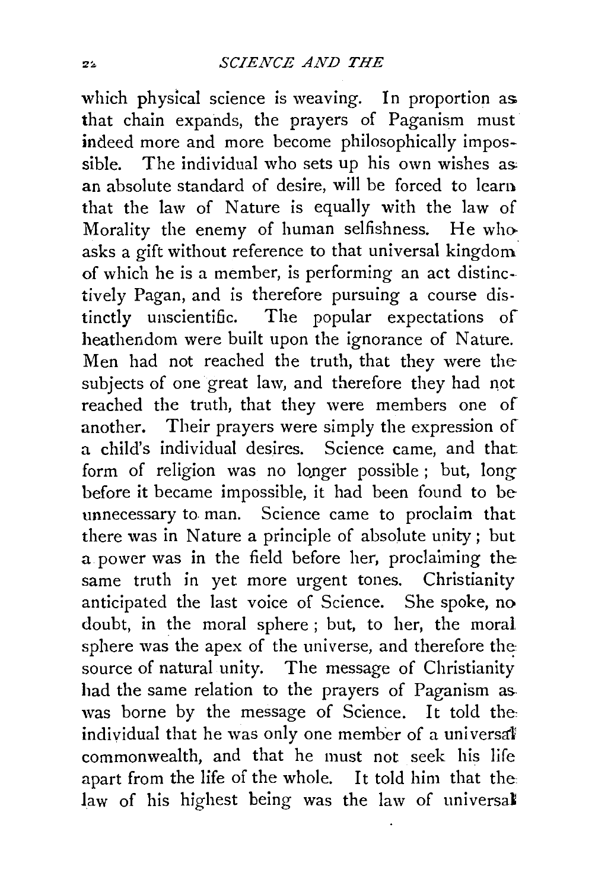which physical science is weaving. In proportion as that chain expands, the prayers of Paganism must indeed more and more become philosophically impossible. The individual who sets up his own wishes as an absolute standard of desire, will be forced to learn that the law of Nature is equally with the law of Morality the enemy of human selfishness. He who asks a gift without reference to that universal kingdom of which he is a member, is performing an act distinctively Pagan, and is therefore pursuing a course distinctly unscientific. The popular expectations of heathendom were built upon the ignorance of Nature. Men had not reached the truth, that they were the subjects of one great law, and therefore they had not reached the truth, that they were members one of another. Their prayers were simply the expression of a child's individual desires. Science came, and that form of religion was no longer possible; but, long before it became impossible, it had been found to be unnecessary to man. Science came to proclaim that there was in Nature a principle of absolute unity; but a power was in the field before her, proclaiming the same truth in yet more urgent tones. Christianity anticipated the last voice of Science. She spoke, no doubt, in the moral sphere; but, to her, the moral sphere was the apex of the universe, and therefore the source of natural unity. The message of Christianity had the same relation to the prayers of Paganism as was borne by the message of Science. It told the individual that he was only one member of a universal commonwealth, and that he must not seek his life apart from the life of the whole. It told him that the law of his highest being was the law of universal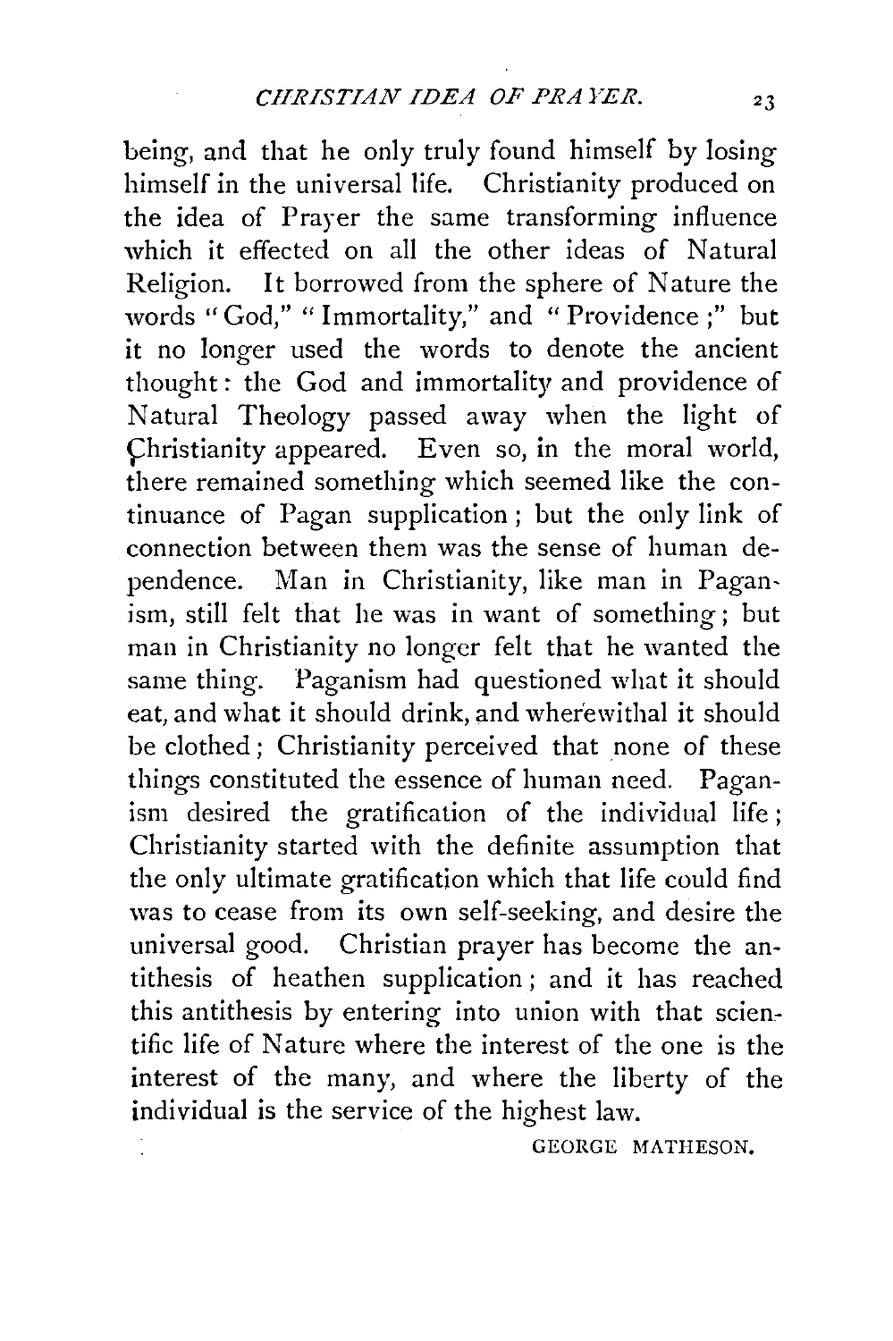being, and that he only truly found himself by losing himself in the universal life. Christianity produced on the idea of Prayer the same transforming influence which it effected on all the other ideas of Natural Religion. It borrowed from the sphere of Nature the words "God," "Immortality," and "Providence;" but it no longer used the words to denote the ancient thought: the God and immortality and providence of Natural Theology passed away when the light of Christianity appeared. Even so, in the moral world, there remained something which seemed like the continuance of Pagan supplication; but the only link of connection between them was the sense of human dependence. Man in Christianity, like man in Paganism, still felt that he was in want of something; but man in Christianity no longer felt that he wanted the same thing. Paganism had questioned what it should eat, and what it should drink, and wherewithal it should be clothed; Christianity perceived that none of these things constituted the essence of human need. Paganism desired the gratification of the individual life; Christianity started with the definite assumption that the only ultimate gratification which that life could find was to cease from its own self-seeking, and desire the universal good. Christian prayer has become the antithesis of heathen supplication; and it has reached this antithesis by entering into union with that scientific life of Nature where the interest of the one is the interest of the many, and where the liberty of the individual is the service of the highest law.

GEORGE MATHESON.